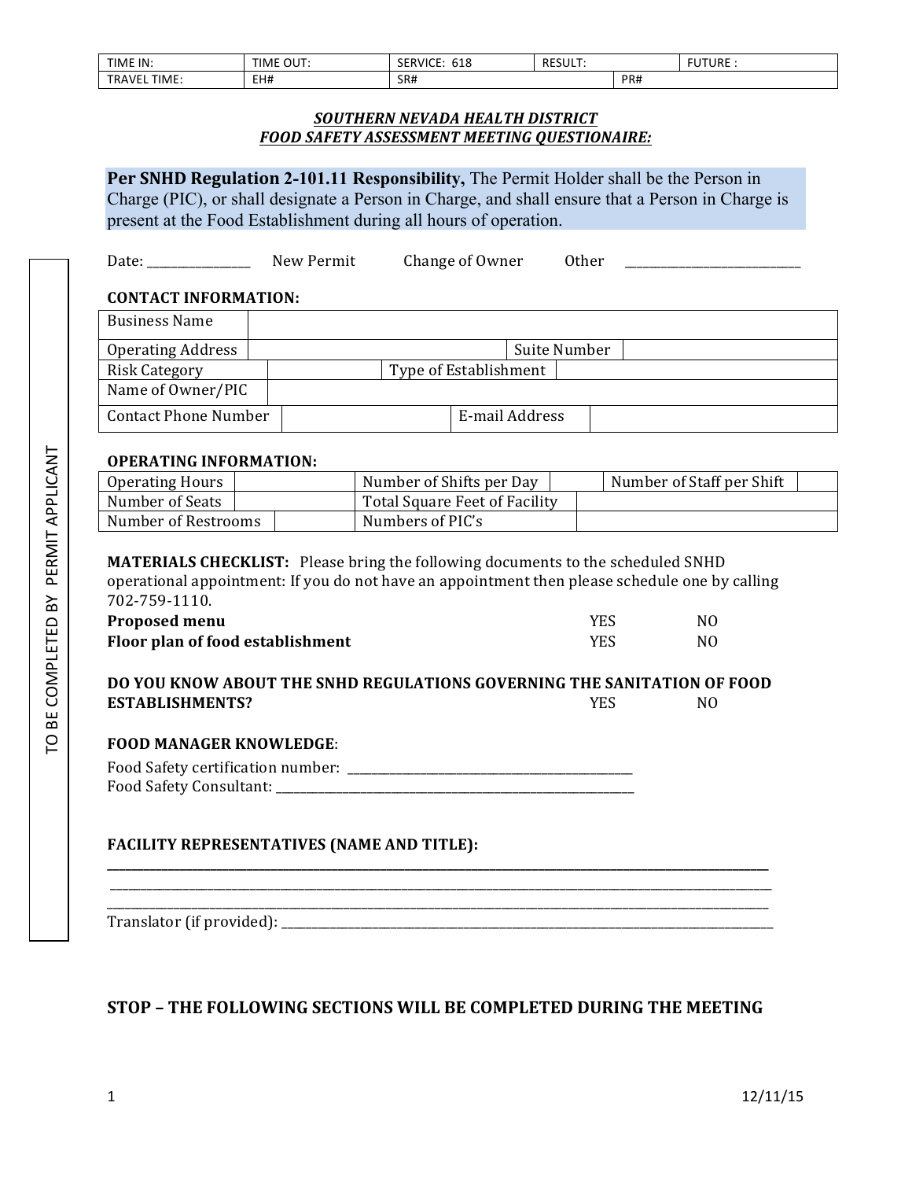| TIME IN: | TIME OUT: | SERVICE: 618 | RESULT: | FUTURE : |
|---|---|---|---|---|
| TRAVEL TIME: | EH# | SR# | PR# | |

## *SOUTHERN NEVADA HEALTH DISTRICT*
## *FOOD SAFETY ASSESSMENT MEETING QUESTIONAIRE:*

**Per SNHD Regulation 2-101.11 Responsibility,** The Permit Holder shall be the Person in Charge (PIC), or shall designate a Person in Charge, and shall ensure that a Person in Charge is present at the Food Establishment during all hours of operation.

TO BE COMPLETED BY PERMIT APPLICANT

Date: _______________ New Permit Change of Owner Other ___________________________

**CONTACT INFORMATION:**

| Business Name | | | |
|---|---|---|---|
| Operating Address | | Suite Number | |
| Risk Category | | Type of Establishment | |
| Name of Owner/PIC | | | |
| Contact Phone Number | | E-mail Address | |

**OPERATING INFORMATION:**

| Operating Hours | | Number of Shifts per Day | | Number of Staff per Shift | |
|---|---|---|---|---|---|
| Number of Seats | | Total Square Feet of Facility | | | |
| Number of Restrooms | | Numbers of PIC's | | | |

**MATERIALS CHECKLIST:** Please bring the following documents to the scheduled SNHD operational appointment: If you do not have an appointment then please schedule one by calling 702-759-1110.

| | | |
|---|---|---|
| **Proposed menu** | YES | NO |
| **Floor plan of food establishment** | YES | NO |

**DO YOU KNOW ABOUT THE SNHD REGULATIONS GOVERNING THE SANITATION OF FOOD ESTABLISHMENTS?** YES NO

**FOOD MANAGER KNOWLEDGE**:

Food Safety certification number: ___________________________________________

Food Safety Consultant: _________________________________________________

**FACILITY REPRESENTATIVES (NAME AND TITLE):**

_____________________________________________________________________________

_____________________________________________________________________________

_____________________________________________________________________________

Translator (if provided): _______________________________________________________

**STOP – THE FOLLOWING SECTIONS WILL BE COMPLETED DURING THE MEETING**

12/11/15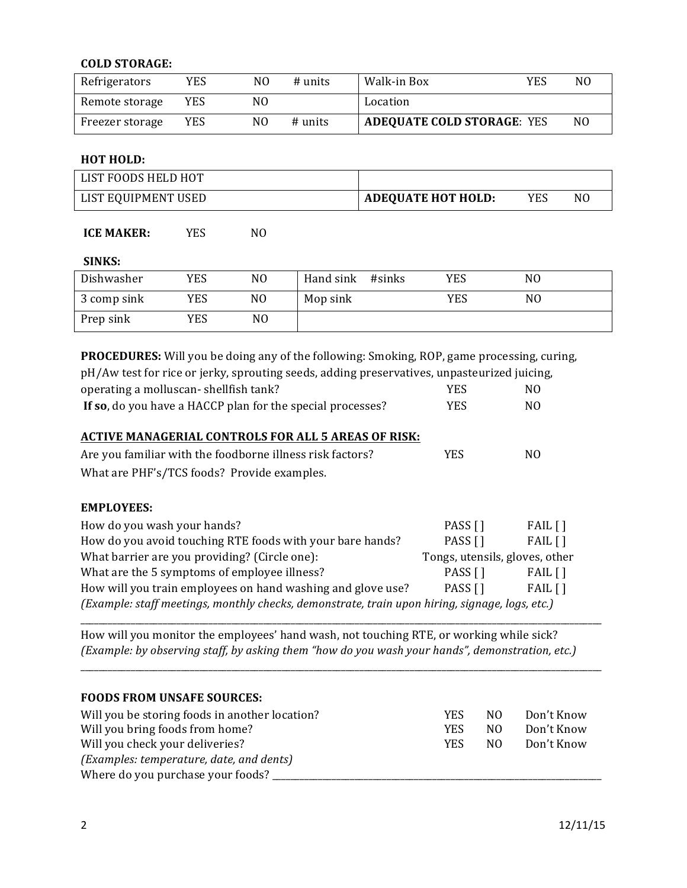**COLD STORAGE:**

| Refrigerators | YES | NO | # units | Walk-in Box | YES | NO |
|---|---|---|---|---|---|---|
| Remote storage | YES | NO | | Location | | |
| Freezer storage | YES | NO | # units | **ADEQUATE COLD STORAGE**: | YES | NO |

**HOT HOLD:**

| LIST FOODS HELD HOT | | | |
|---|---|---|---|
| LIST EQUIPMENT USED | **ADEQUATE HOT HOLD:** | YES | NO |

**ICE MAKER:** YES NO

**SINKS:**

| Dishwasher | YES | NO | Hand sink #sinks | YES | NO |
|---|---|---|---|---|---|
| 3 comp sink | YES | NO | Mop sink | YES | NO |
| Prep sink | YES | NO | | | |

**PROCEDURES:** Will you be doing any of the following: Smoking, ROP, game processing, curing, pH/Aw test for rice or jerky, sprouting seeds, adding preservatives, unpasteurized juicing, operating a molluscan- shellfish tank? YES NO

**If so**, do you have a HACCP plan for the special processes? YES NO

**ACTIVE MANAGERIAL CONTROLS FOR ALL 5 AREAS OF RISK:**

Are you familiar with the foodborne illness risk factors? YES NO

What are PHF's/TCS foods? Provide examples.

**EMPLOYEES:**

How do you wash your hands? PASS [ ] FAIL [ ]

How do you avoid touching RTE foods with your bare hands? PASS [ ] FAIL [ ]

What barrier are you providing? (Circle one): Tongs, utensils, gloves, other

What are the 5 symptoms of employee illness? PASS [ ] FAIL [ ]

How will you train employees on hand washing and glove use? PASS [ ] FAIL [ ]

*(Example: staff meetings, monthly checks, demonstrate, train upon hiring, signage, logs, etc.)*

___________________________________________________________________________

How will you monitor the employees' hand wash, not touching RTE, or working while sick?
*(Example: by observing staff, by asking them "how do you wash your hands", demonstration, etc.)*

___________________________________________________________________________

**FOODS FROM UNSAFE SOURCES:**

Will you be storing foods in another location? YES NO Don't Know

Will you bring foods from home? YES NO Don't Know

Will you check your deliveries? YES NO Don't Know

*(Examples: temperature, date, and dents)*

Where do you purchase your foods? ___________________________________________

12/11/15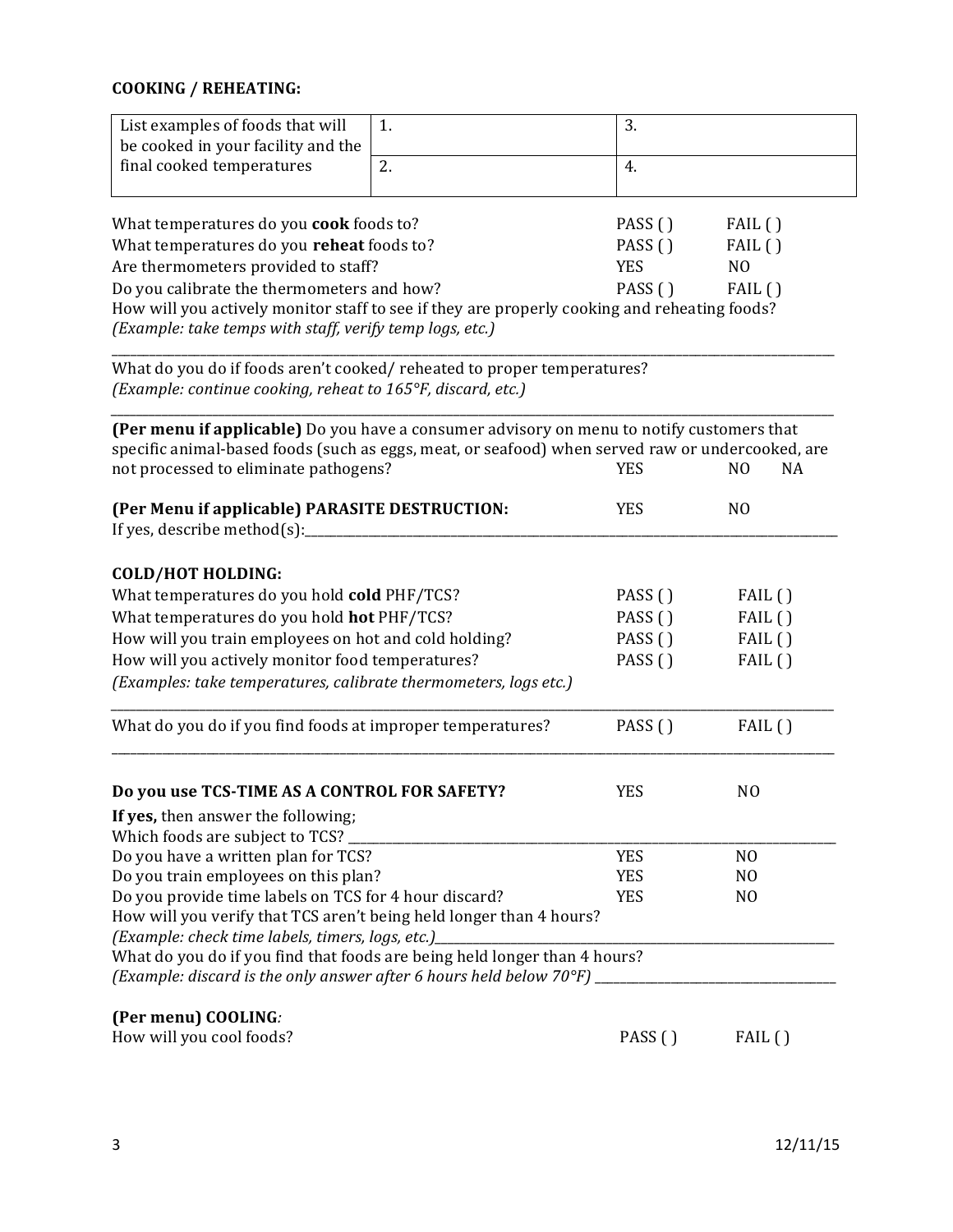**COOKING / REHEATING:**

| List examples of foods that will be cooked in your facility and the final cooked temperatures | 1. | 3. |
|---|---|---|
| | 2. | 4. |

What temperatures do you **cook** foods to? PASS ( ) FAIL ( )

What temperatures do you **reheat** foods to? PASS ( ) FAIL ( )

Are thermometers provided to staff? YES NO

Do you calibrate the thermometers and how? PASS ( ) FAIL ( )

How will you actively monitor staff to see if they are properly cooking and reheating foods?
*(Example: take temps with staff, verify temp logs, etc.)*

______________________________________________________________________________

What do you do if foods aren't cooked/ reheated to proper temperatures?
*(Example: continue cooking, reheat to 165°F, discard, etc.)*

______________________________________________________________________________

**(Per menu if applicable)** Do you have a consumer advisory on menu to notify customers that specific animal-based foods (such as eggs, meat, or seafood) when served raw or undercooked, are not processed to eliminate pathogens? YES NO NA

**(Per Menu if applicable) PARASITE DESTRUCTION:** YES NO

If yes, describe method(s):______________________________________________________________

**COLD/HOT HOLDING:**

What temperatures do you hold **cold** PHF/TCS? PASS ( ) FAIL ( )

What temperatures do you hold **hot** PHF/TCS? PASS ( ) FAIL ( )

How will you train employees on hot and cold holding? PASS ( ) FAIL ( )

How will you actively monitor food temperatures? PASS ( ) FAIL ( )

*(Examples: take temperatures, calibrate thermometers, logs etc.)*

______________________________________________________________________________

What do you do if you find foods at improper temperatures? PASS ( ) FAIL ( )

______________________________________________________________________________

**Do you use TCS-TIME AS A CONTROL FOR SAFETY?** YES NO

**If yes,** then answer the following;

Which foods are subject to TCS? ____________________________________________________

Do you have a written plan for TCS? YES NO

Do you train employees on this plan? YES NO

Do you provide time labels on TCS for 4 hour discard? YES NO

How will you verify that TCS aren't being held longer than 4 hours?
*(Example: check time labels, timers, logs, etc.)*_____________________________________________

What do you do if you find that foods are being held longer than 4 hours?
*(Example: discard is the only answer after 6 hours held below 70°F)* ___________________________

**(Per menu) COOLING***:*

How will you cool foods? PASS ( ) FAIL ( )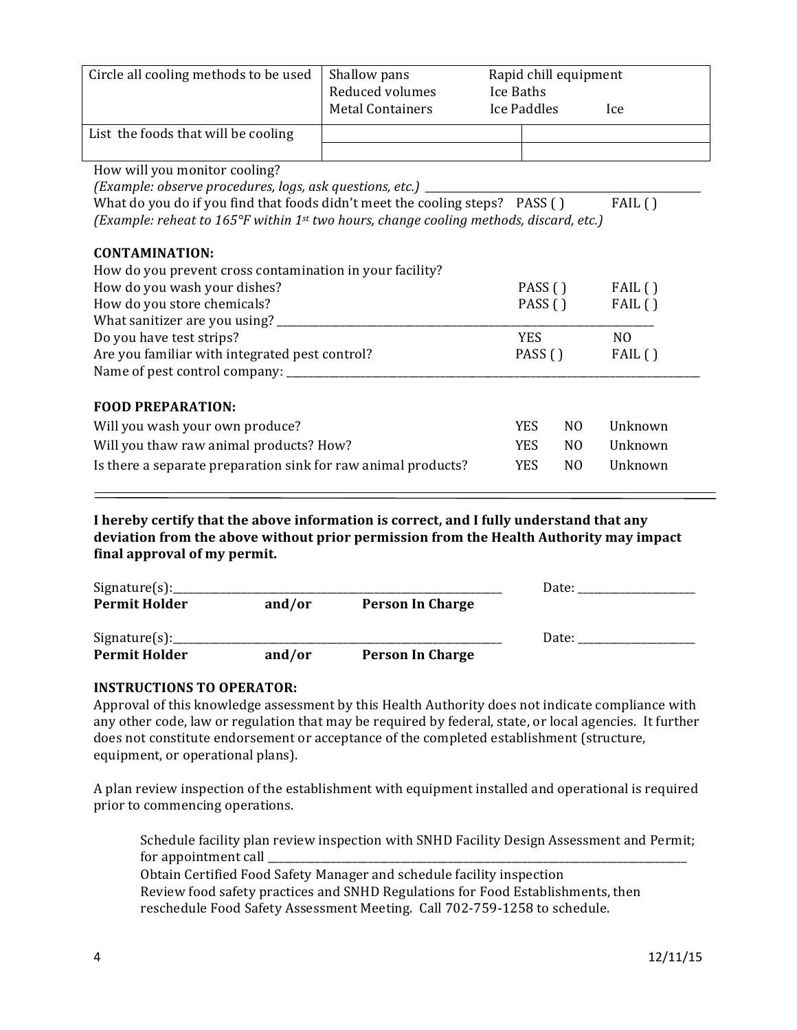| Circle all cooling methods to be used | Shallow pans<br>Reduced volumes<br>Metal Containers | Rapid chill equipment<br>Ice Baths<br>Ice Paddles Ice |
|---|---|---|
| List the foods that will be cooling | | |
| | | |

How will you monitor cooling?
*(Example: observe procedures, logs, ask questions, etc.)* ____________________

What do you do if you find that foods didn't meet the cooling steps? PASS ( ) FAIL ( )
*(Example: reheat to 165°F within 1st two hours, change cooling methods, discard, etc.)*

**CONTAMINATION:**

How do you prevent cross contamination in your facility?

| | | |
|---|---|---|
| How do you wash your dishes? | PASS ( ) | FAIL ( ) |
| How do you store chemicals? | PASS ( ) | FAIL ( ) |
| What sanitizer are you using? ____________________ | | |
| Do you have test strips? | YES | NO |
| Are you familiar with integrated pest control? | PASS ( ) | FAIL ( ) |
| Name of pest control company: ____________________ | | |

**FOOD PREPARATION:**

| | | | |
|---|---|---|---|
| Will you wash your own produce? | YES | NO | Unknown |
| Will you thaw raw animal products? How? | YES | NO | Unknown |
| Is there a separate preparation sink for raw animal products? | YES | NO | Unknown |

---

**I hereby certify that the above information is correct, and I fully understand that any deviation from the above without prior permission from the Health Authority may impact final approval of my permit.**

Signature(s):____________________ Date: ____________
**Permit Holder and/or Person In Charge**

Signature(s):____________________ Date: ____________
**Permit Holder and/or Person In Charge**

**INSTRUCTIONS TO OPERATOR:**

Approval of this knowledge assessment by this Health Authority does not indicate compliance with any other code, law or regulation that may be required by federal, state, or local agencies. It further does not constitute endorsement or acceptance of the completed establishment (structure, equipment, or operational plans).

A plan review inspection of the establishment with equipment installed and operational is required prior to commencing operations.

Schedule facility plan review inspection with SNHD Facility Design Assessment and Permit; for appointment call ____________________

Obtain Certified Food Safety Manager and schedule facility inspection

Review food safety practices and SNHD Regulations for Food Establishments, then reschedule Food Safety Assessment Meeting. Call 702-759-1258 to schedule.

12/11/15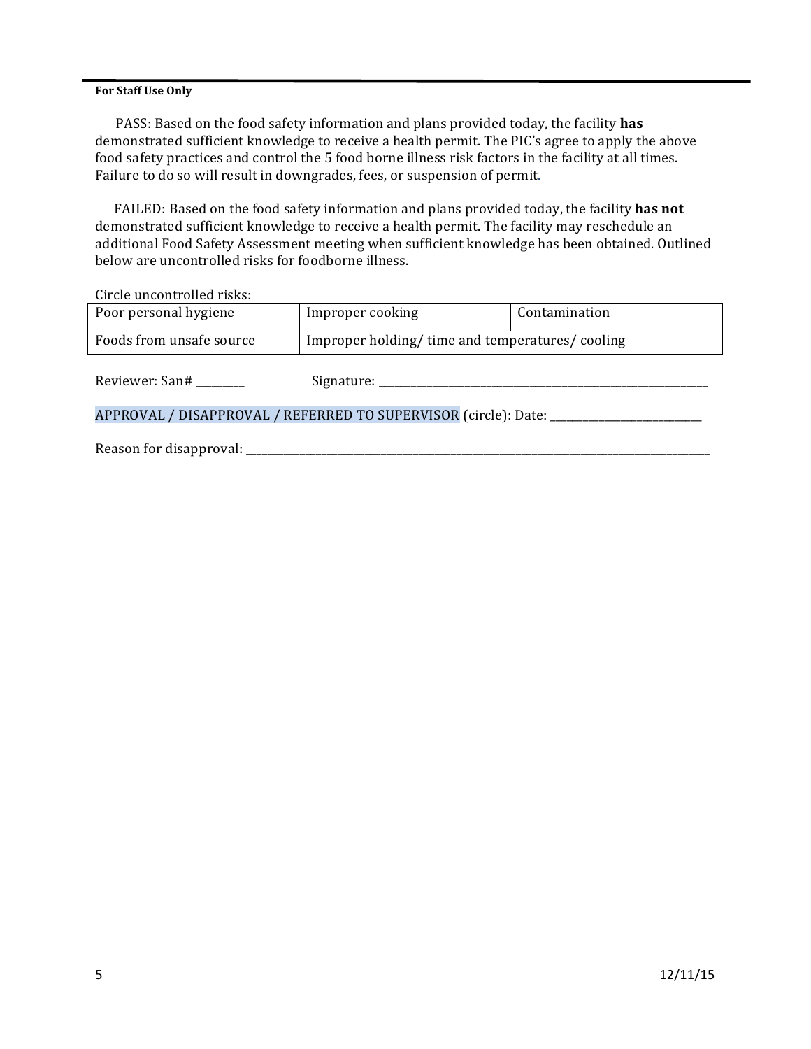**For Staff Use Only**

PASS: Based on the food safety information and plans provided today, the facility **has** demonstrated sufficient knowledge to receive a health permit. The PIC's agree to apply the above food safety practices and control the 5 food borne illness risk factors in the facility at all times. Failure to do so will result in downgrades, fees, or suspension of permit.

FAILED: Based on the food safety information and plans provided today, the facility **has not** demonstrated sufficient knowledge to receive a health permit. The facility may reschedule an additional Food Safety Assessment meeting when sufficient knowledge has been obtained. Outlined below are uncontrolled risks for foodborne illness.

Circle uncontrolled risks:

| | | |
|---|---|---|
| Poor personal hygiene | Improper cooking | Contamination |
| Foods from unsafe source | Improper holding/ time and temperatures/ cooling | |

Reviewer: San# ________ Signature: ____________________________________________

APPROVAL / DISAPPROVAL / REFERRED TO SUPERVISOR (circle): Date: ____________________

Reason for disapproval: ________________________________________________________________